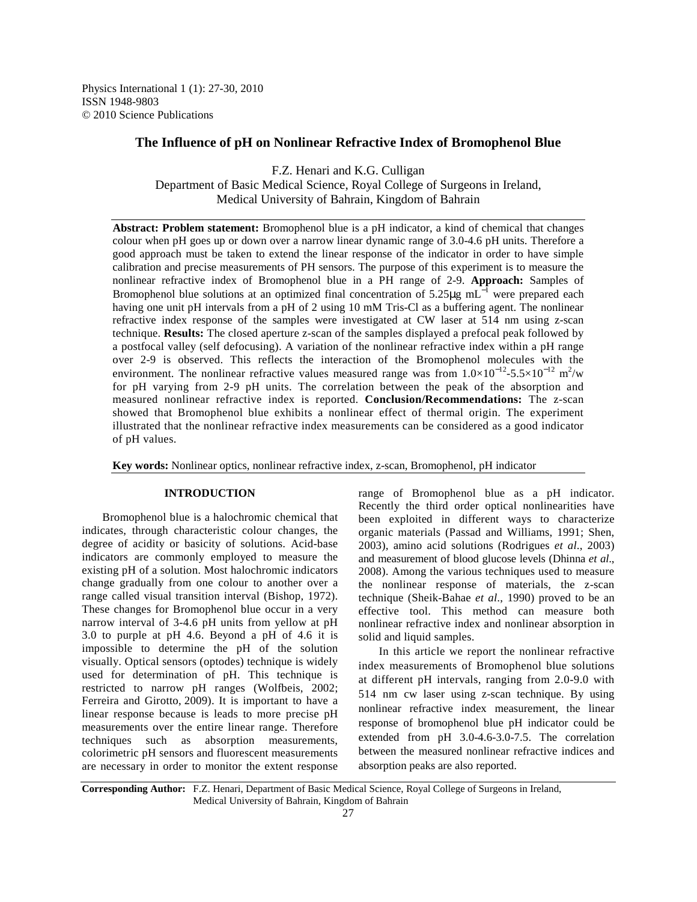# The Influence of pH on Nonlinear Refractive Index of Bromophenol Blue

F.Z. Henari and K.G. Culligan
Department of Basic Medical Science, Royal College of Surgeons in Ireland,
Medical University of Bahrain, Kingdom of Bahrain

**Abstract: Problem statement:** Bromophenol blue is a pH indicator, a kind of chemical that changes colour when pH goes up or down over a narrow linear dynamic range of 3.0-4.6 pH units. Therefore a good approach must be taken to extend the linear response of the indicator in order to have simple calibration and precise measurements of PH sensors. The purpose of this experiment is to measure the nonlinear refractive index of Bromophenol blue in a PH range of 2-9. **Approach:** Samples of Bromophenol blue solutions at an optimized final concentration of 5.25μg $mL^{-1}$ were prepared each having one unit pH intervals from a pH of 2 using 10 mM Tris-Cl as a buffering agent. The nonlinear refractive index response of the samples were investigated at CW laser at 514 nm using z-scan technique. **Results:** The closed aperture z-scan of the samples displayed a prefocal peak followed by a postfocal valley (self defocusing). A variation of the nonlinear refractive index within a pH range over 2-9 is observed. This reflects the interaction of the Bromophenol molecules with the environment. The nonlinear refractive values measured range was from $1.0\times10^{-12}$-$5.5\times10^{-12}$ $m^2/w$ for pH varying from 2-9 pH units. The correlation between the peak of the absorption and measured nonlinear refractive index is reported. **Conclusion/Recommendations:** The z-scan showed that Bromophenol blue exhibits a nonlinear effect of thermal origin. The experiment illustrated that the nonlinear refractive index measurements can be considered as a good indicator of pH values.

**Key words:** Nonlinear optics, nonlinear refractive index, z-scan, Bromophenol, pH indicator

## INTRODUCTION

Bromophenol blue is a halochromic chemical that indicates, through characteristic colour changes, the degree of acidity or basicity of solutions. Acid-base indicators are commonly employed to measure the existing pH of a solution. Most halochromic indicators change gradually from one colour to another over a range called visual transition interval (Bishop, 1972). These changes for Bromophenol blue occur in a very narrow interval of 3-4.6 pH units from yellow at pH 3.0 to purple at pH 4.6. Beyond a pH of 4.6 it is impossible to determine the pH of the solution visually. Optical sensors (optodes) technique is widely used for determination of pH. This technique is restricted to narrow pH ranges (Wolfbeis, 2002; Ferreira and Girotto, 2009). It is important to have a linear response because is leads to more precise pH measurements over the entire linear range. Therefore techniques such as absorption measurements, colorimetric pH sensors and fluorescent measurements are necessary in order to monitor the extent response range of Bromophenol blue as a pH indicator. Recently the third order optical nonlinearities have been exploited in different ways to characterize organic materials (Passad and Williams, 1991; Shen, 2003), amino acid solutions (Rodrigues *et al*., 2003) and measurement of blood glucose levels (Dhinna *et al*., 2008). Among the various techniques used to measure the nonlinear response of materials, the z-scan technique (Sheik-Bahae *et al*., 1990) proved to be an effective tool. This method can measure both nonlinear refractive index and nonlinear absorption in solid and liquid samples.

In this article we report the nonlinear refractive index measurements of Bromophenol blue solutions at different pH intervals, ranging from 2.0-9.0 with 514 nm cw laser using z-scan technique. By using nonlinear refractive index measurement, the linear response of bromophenol blue pH indicator could be extended from pH 3.0-4.6-3.0-7.5. The correlation between the measured nonlinear refractive indices and absorption peaks are also reported.

**Corresponding Author:** F.Z. Henari, Department of Basic Medical Science, Royal College of Surgeons in Ireland, Medical University of Bahrain, Kingdom of Bahrain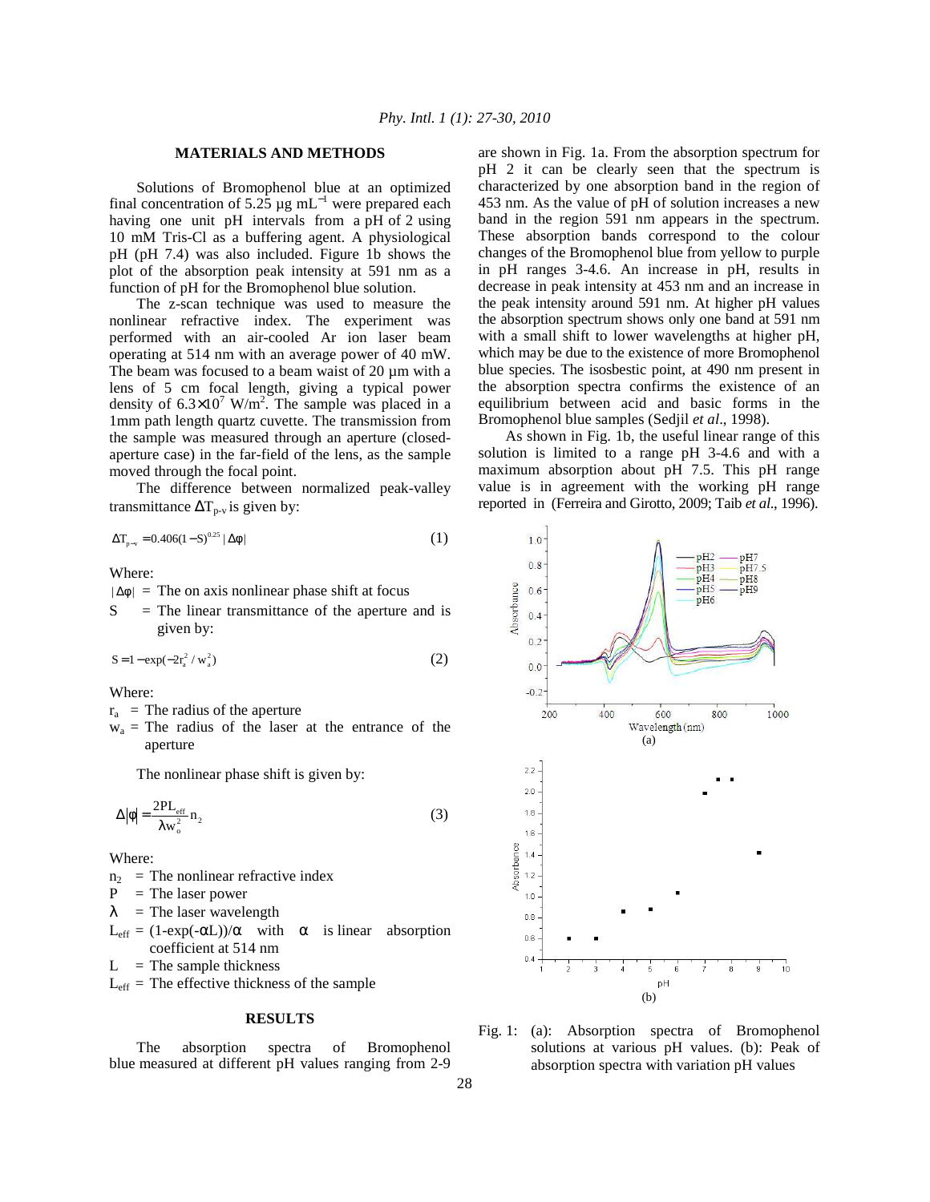## MATERIALS AND METHODS

Solutions of Bromophenol blue at an optimized final concentration of 5.25 µg $mL^{-1}$ were prepared each having one unit pH intervals from a pH of 2 using 10 mM Tris-Cl as a buffering agent. A physiological pH (pH 7.4) was also included. Figure 1b shows the plot of the absorption peak intensity at 591 nm as a function of pH for the Bromophenol blue solution.

The z-scan technique was used to measure the nonlinear refractive index. The experiment was performed with an air-cooled Ar ion laser beam operating at 514 nm with an average power of 40 mW. The beam was focused to a beam waist of 20 µm with a lens of 5 cm focal length, giving a typical power density of $6.3\times10^{7}$ W/$m^2$. The sample was placed in a 1mm path length quartz cuvette. The transmission from the sample was measured through an aperture (closed-aperture case) in the far-field of the lens, as the sample moved through the focal point.

The difference between normalized peak-valley transmittance $\Delta T_{p-v}$ is given by:

$$\Delta T_{p-v} = 0.406(1-S)^{0.25}\,|\Delta\phi| \tag{1}$$

Where:

- $|\Delta\phi|$ = The on axis nonlinear phase shift at focus
- S = The linear transmittance of the aperture and is given by:

$$S = 1-\exp(-2r_a^2 / w_a^2) \tag{2}$$

Where:

- $r_a$ = The radius of the aperture
- $w_a$ = The radius of the laser at the entrance of the aperture

The nonlinear phase shift is given by:

$$\Delta|\phi| = \frac{2PL_{eff}}{\lambda w_o^2} n_2 \tag{3}$$

Where:

- $n_2$ = The nonlinear refractive index
- P = The laser power
- $\lambda$ = The laser wavelength
- $L_{eff}$ = $(1-\exp(-\alpha L))/\alpha$ with $\alpha$ is linear absorption coefficient at 514 nm
- L = The sample thickness
- $L_{eff}$ = The effective thickness of the sample

## RESULTS

The absorption spectra of Bromophenol blue measured at different pH values ranging from 2-9 are shown in Fig. 1a. From the absorption spectrum for pH 2 it can be clearly seen that the spectrum is characterized by one absorption band in the region of 453 nm. As the value of pH of solution increases a new band in the region 591 nm appears in the spectrum. These absorption bands correspond to the colour changes of the Bromophenol blue from yellow to purple in pH ranges 3-4.6. An increase in pH, results in decrease in peak intensity at 453 nm and an increase in the peak intensity around 591 nm. At higher pH values the absorption spectrum shows only one band at 591 nm with a small shift to lower wavelengths at higher pH, which may be due to the existence of more Bromophenol blue species. The isosbestic point, at 490 nm present in the absorption spectra confirms the existence of an equilibrium between acid and basic forms in the Bromophenol blue samples (Sedjil *et al*., 1998).

As shown in Fig. 1b, the useful linear range of this solution is limited to a range pH 3-4.6 and with a maximum absorption about pH 7.5. This pH range value is in agreement with the working pH range reported in (Ferreira and Girotto, 2009; Taib *et al*., 1996).

Fig. 1: (a): Absorption spectra of Bromophenol solutions at various pH values. (b): Peak of absorption spectra with variation pH values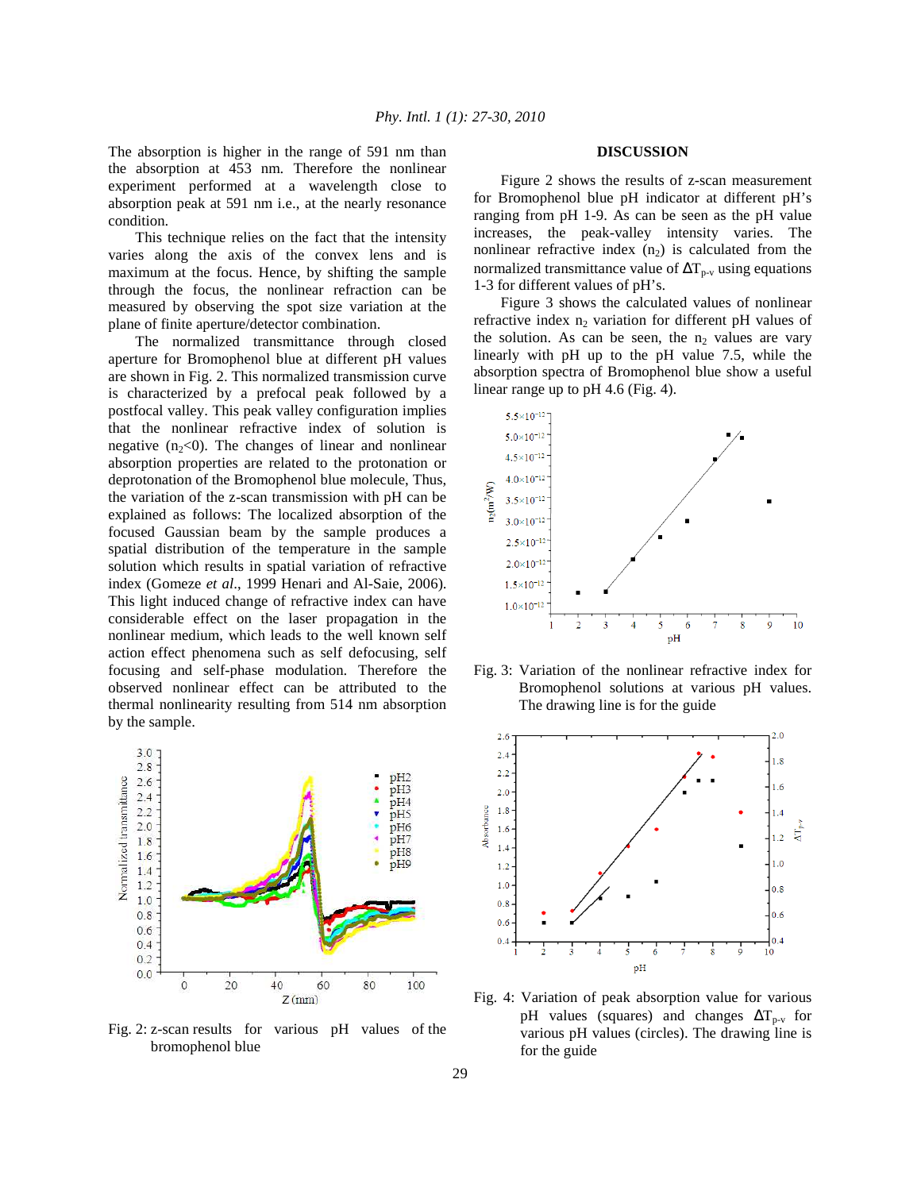The absorption is higher in the range of 591 nm than the absorption at 453 nm. Therefore the nonlinear experiment performed at a wavelength close to absorption peak at 591 nm i.e., at the nearly resonance condition.

This technique relies on the fact that the intensity varies along the axis of the convex lens and is maximum at the focus. Hence, by shifting the sample through the focus, the nonlinear refraction can be measured by observing the spot size variation at the plane of finite aperture/detector combination.

The normalized transmittance through closed aperture for Bromophenol blue at different pH values are shown in Fig. 2. This normalized transmission curve is characterized by a prefocal peak followed by a postfocal valley. This peak valley configuration implies that the nonlinear refractive index of solution is negative ($n_2$<0). The changes of linear and nonlinear absorption properties are related to the protonation or deprotonation of the Bromophenol blue molecule, Thus, the variation of the z-scan transmission with pH can be explained as follows: The localized absorption of the focused Gaussian beam by the sample produces a spatial distribution of the temperature in the sample solution which results in spatial variation of refractive index (Gomeze *et al*., 1999 Henari and Al-Saie, 2006). This light induced change of refractive index can have considerable effect on the laser propagation in the nonlinear medium, which leads to the well known self action effect phenomena such as self defocusing, self focusing and self-phase modulation. Therefore the observed nonlinear effect can be attributed to the thermal nonlinearity resulting from 514 nm absorption by the sample.

Fig. 2: z-scan results for various pH values of the bromophenol blue

## DISCUSSION

Figure 2 shows the results of z-scan measurement for Bromophenol blue pH indicator at different pH's ranging from pH 1-9. As can be seen as the pH value increases, the peak-valley intensity varies. The nonlinear refractive index ($n_2$) is calculated from the normalized transmittance value of $\Delta T_{p\text{-}v}$ using equations 1-3 for different values of pH's.

Figure 3 shows the calculated values of nonlinear refractive index $n_2$ variation for different pH values of the solution. As can be seen, the $n_2$ values are vary linearly with pH up to the pH value 7.5, while the absorption spectra of Bromophenol blue show a useful linear range up to pH 4.6 (Fig. 4).

Fig. 3: Variation of the nonlinear refractive index for Bromophenol solutions at various pH values. The drawing line is for the guide

Fig. 4: Variation of peak absorption value for various pH values (squares) and changes $\Delta T_{p\text{-}v}$ for various pH values (circles). The drawing line is for the guide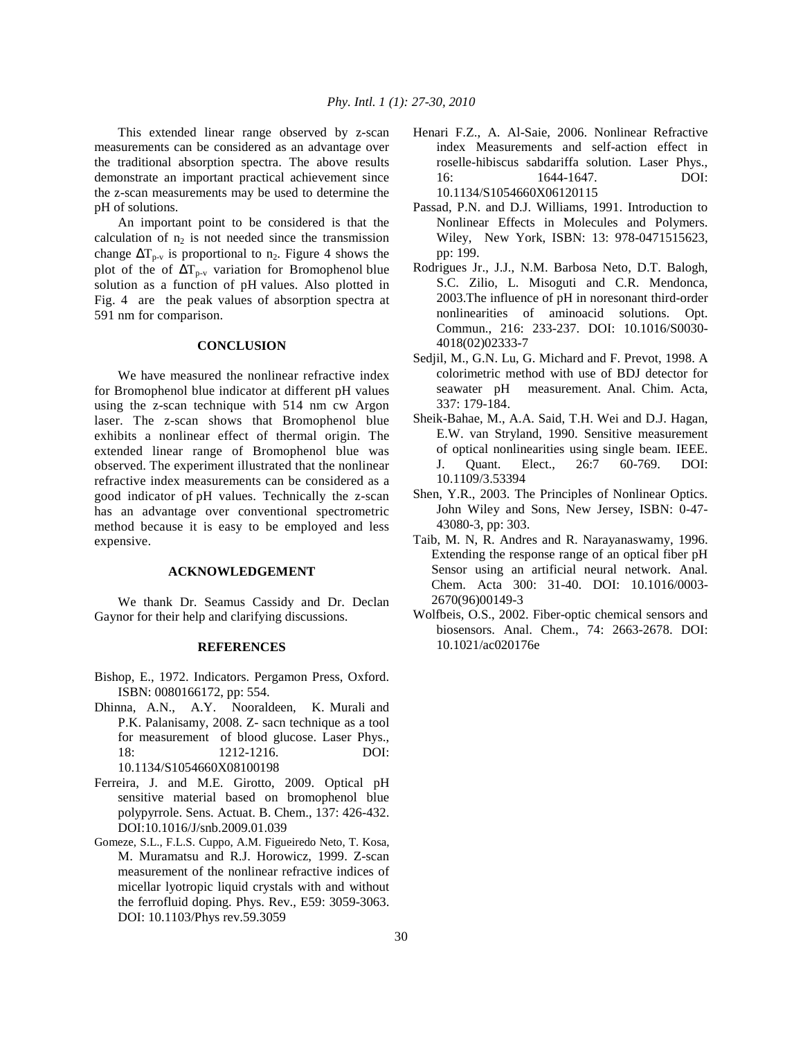This extended linear range observed by z-scan measurements can be considered as an advantage over the traditional absorption spectra. The above results demonstrate an important practical achievement since the z-scan measurements may be used to determine the pH of solutions.

An important point to be considered is that the calculation of $n_2$ is not needed since the transmission change $\Delta T_{p-v}$ is proportional to $n_2$. Figure 4 shows the plot of the of $\Delta T_{p-v}$ variation for Bromophenol blue solution as a function of pH values. Also plotted in Fig. 4 are the peak values of absorption spectra at 591 nm for comparison.

## CONCLUSION

We have measured the nonlinear refractive index for Bromophenol blue indicator at different pH values using the z-scan technique with 514 nm cw Argon laser. The z-scan shows that Bromophenol blue exhibits a nonlinear effect of thermal origin. The extended linear range of Bromophenol blue was observed. The experiment illustrated that the nonlinear refractive index measurements can be considered as a good indicator of pH values. Technically the z-scan has an advantage over conventional spectrometric method because it is easy to be employed and less expensive.

## ACKNOWLEDGEMENT

We thank Dr. Seamus Cassidy and Dr. Declan Gaynor for their help and clarifying discussions.

## REFERENCES

Bishop, E., 1972. Indicators. Pergamon Press, Oxford. ISBN: 0080166172, pp: 554.

Dhinna, A.N., A.Y. Nooraldeen, K. Murali and P.K. Palanisamy, 2008. Z- sacn technique as a tool for measurement of blood glucose. Laser Phys., 18: 1212-1216. DOI: 10.1134/S1054660X08100198

Ferreira, J. and M.E. Girotto, 2009. Optical pH sensitive material based on bromophenol blue polypyrrole. Sens. Actuat. B. Chem., 137: 426-432. DOI:10.1016/J/snb.2009.01.039

Gomeze, S.L., F.L.S. Cuppo, A.M. Figueiredo Neto, T. Kosa, M. Muramatsu and R.J. Horowicz, 1999. Z-scan measurement of the nonlinear refractive indices of micellar lyotropic liquid crystals with and without the ferrofluid doping. Phys. Rev., E59: 3059-3063. DOI: 10.1103/Phys rev.59.3059

Henari F.Z., A. Al-Saie, 2006. Nonlinear Refractive index Measurements and self-action effect in roselle-hibiscus sabdariffa solution. Laser Phys., 16: 1644-1647. DOI: 10.1134/S1054660X06120115

Passad, P.N. and D.J. Williams, 1991. Introduction to Nonlinear Effects in Molecules and Polymers. Wiley, New York, ISBN: 13: 978-0471515623, pp: 199.

Rodrigues Jr., J.J., N.M. Barbosa Neto, D.T. Balogh, S.C. Zilio, L. Misoguti and C.R. Mendonca, 2003.The influence of pH in noresonant third-order nonlinearities of aminoacid solutions. Opt. Commun., 216: 233-237. DOI: 10.1016/S0030-4018(02)02333-7

Sedjil, M., G.N. Lu, G. Michard and F. Prevot, 1998. A colorimetric method with use of BDJ detector for seawater pH measurement. Anal. Chim. Acta, 337: 179-184.

Sheik-Bahae, M., A.A. Said, T.H. Wei and D.J. Hagan, E.W. van Stryland, 1990. Sensitive measurement of optical nonlinearities using single beam. IEEE. J. Quant. Elect., 26:7 60-769. DOI: 10.1109/3.53394

Shen, Y.R., 2003. The Principles of Nonlinear Optics. John Wiley and Sons, New Jersey, ISBN: 0-47-43080-3, pp: 303.

Taib, M. N, R. Andres and R. Narayanaswamy, 1996. Extending the response range of an optical fiber pH Sensor using an artificial neural network. Anal. Chem. Acta 300: 31-40. DOI: 10.1016/0003-2670(96)00149-3

Wolfbeis, O.S., 2002. Fiber-optic chemical sensors and biosensors. Anal. Chem., 74: 2663-2678. DOI: 10.1021/ac020176e